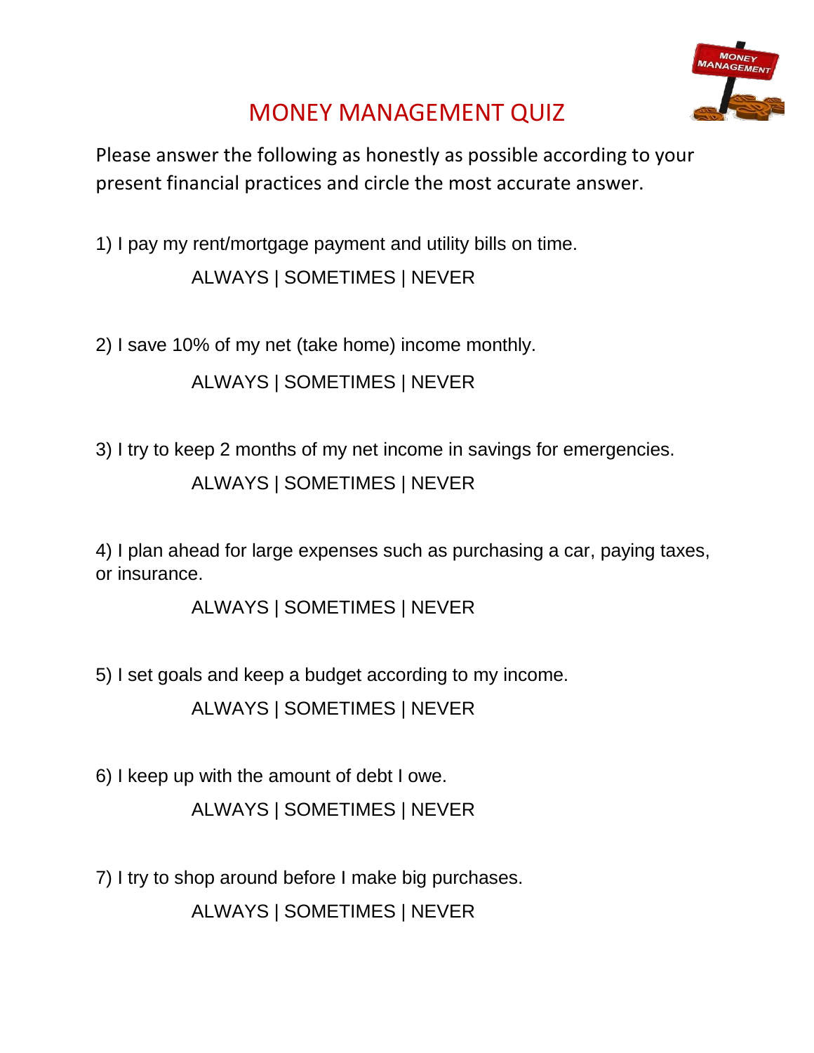# MONEY MANAGEMENT QUIZ

Please answer the following as honestly as possible according to your present financial practices and circle the most accurate answer.

1) I pay my rent/mortgage payment and utility bills on time.

ALWAYS | SOMETIMES | NEVER

2) I save 10% of my net (take home) income monthly.

ALWAYS | SOMETIMES | NEVER

3) I try to keep 2 months of my net income in savings for emergencies.

ALWAYS | SOMETIMES | NEVER

4) I plan ahead for large expenses such as purchasing a car, paying taxes, or insurance.

ALWAYS | SOMETIMES | NEVER

5) I set goals and keep a budget according to my income.

ALWAYS | SOMETIMES | NEVER

6) I keep up with the amount of debt I owe.

ALWAYS | SOMETIMES | NEVER

7) I try to shop around before I make big purchases.

ALWAYS | SOMETIMES | NEVER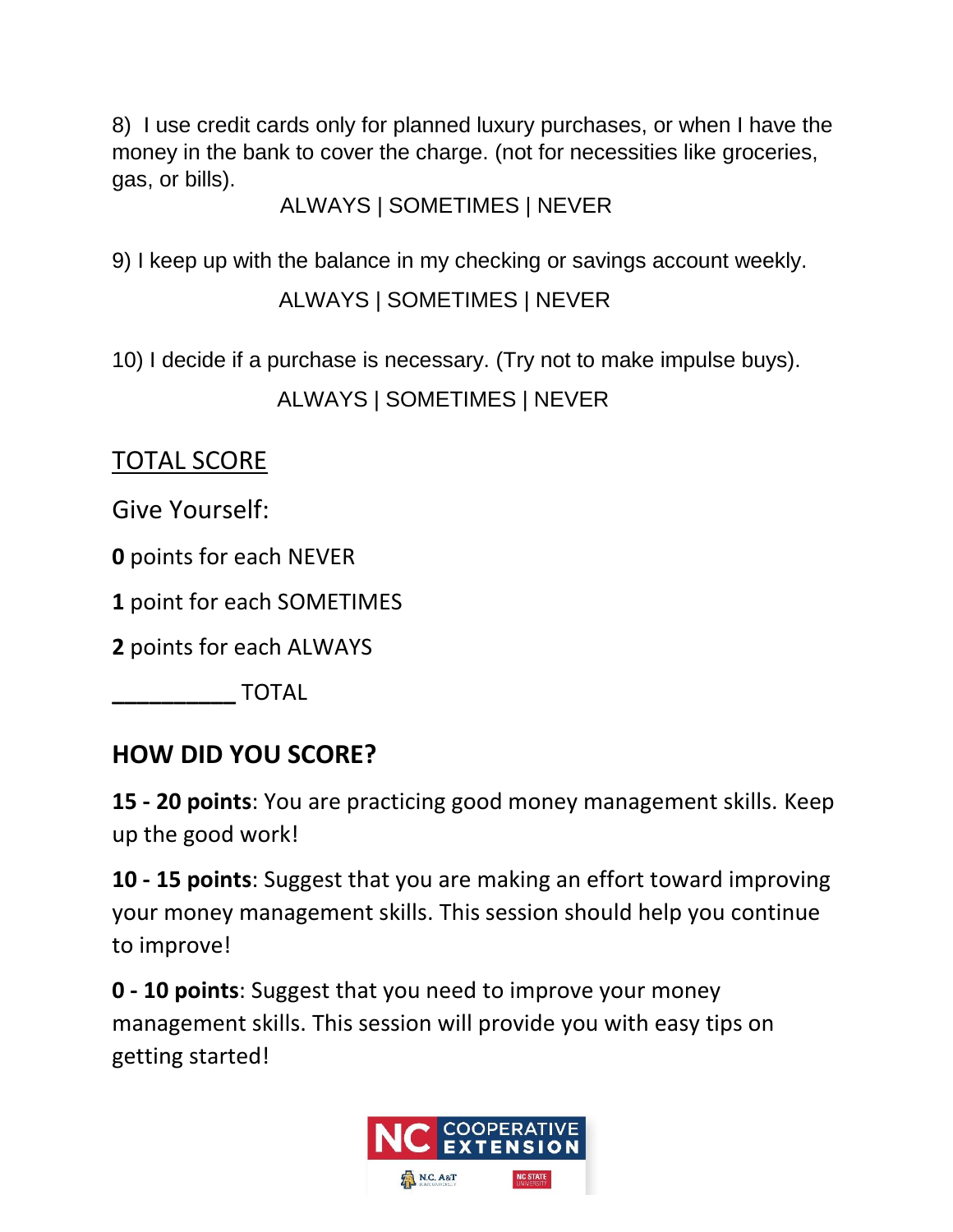8) I use credit cards only for planned luxury purchases, or when I have the money in the bank to cover the charge. (not for necessities like groceries, gas, or bills).

ALWAYS | SOMETIMES | NEVER

9) I keep up with the balance in my checking or savings account weekly.

ALWAYS | SOMETIMES | NEVER

10) I decide if a purchase is necessary. (Try not to make impulse buys).

ALWAYS | SOMETIMES | NEVER

TOTAL SCORE

Give Yourself:

**0** points for each NEVER

**1** point for each SOMETIMES

**2** points for each ALWAYS

__________ TOTAL

## HOW DID YOU SCORE?

**15 - 20 points**: You are practicing good money management skills. Keep up the good work!

**10 - 15 points**: Suggest that you are making an effort toward improving your money management skills. This session should help you continue to improve!

**0 - 10 points**: Suggest that you need to improve your money management skills. This session will provide you with easy tips on getting started!

NC COOPERATIVE EXTENSION

N.C. A&T

NC STATE UNIVERSITY